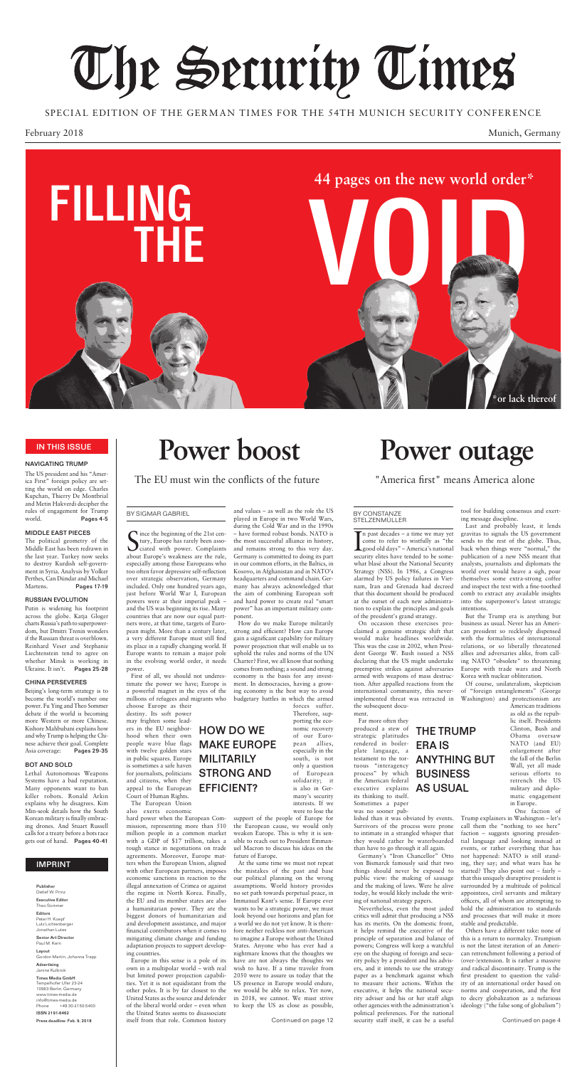# The Security Times

SPECIAL EDITION OF THE GERMAN TIMES FOR THE 54TH MUNICH SECURITY CONFERENCE

February 2018 — Munich, Germany

# FILLING THE VOID

44 pages on the new world order*

*or lack thereof

## IN THIS ISSUE

### NAVIGATING TRUMP

The US president and his "America First" foreign policy are setting the world on edge. Charles Kupchan, Thierry De Montbrial and Metin Hakverdi decipher the rules of engagement for Trump world. **Pages 4-5**

### MIDDLE EAST PIECES

The political geometry of the Middle East has been redrawn in the last year. Turkey now seeks to destroy Kurdish self-government in Syria. Analysis by Volker Perthes, Can Dündar and Michael Martens. **Pages 17-19**

### RUSSIAN EVOLUTION

Putin is widening his footprint across the globe. Katja Gloger charts Russia's path to superpowerdom, but Dmitri Trenin wonders if the Russian threat is overblown. Reinhard Veser and Stephanie Liechtenstein tend to agree on whether Minsk is working in Ukraine. It isn't. **Pages 25-28**

### CHINA PERSEVERES

Beijing's long-term strategy is to become the world's number one power. Fu Ying and Theo Sommer debate if the world is becoming more Western or more Chinese. Kishore Mahbubani explains how and why Trump is helping the Chinese achieve their goal. Complete Asia coverage: **Pages 29-35**

### BOT AND SOLD

Lethal Autonomous Weapons Systems have a bad reputation. Many opponents want to ban killer robots. Ronald Arkin explains why he disagrees. Kim Min-seok details how the South Korean military is finally embracing drones. And Stuart Russell calls for a treaty before a bots race gets out of hand. **Pages 40-41**

## IMPRINT

**Publisher**
Detlef W. Prinz

**Executive Editor**
Theo Sommer

**Editors**
Peter H. Koepf
Lutz Lichtenberger
Jonathan Lutes

**Senior Art Director**
Paul M. Kern

**Layout**
Gordon Martin, Johanna Trapp

**Advertising**
Janine Kulbrok

**Times Media GmbH**
Tempelhofer Ufer 23-24
10963 Berlin, Germany
www.times-media.de
info@times-media.de
Phone +49 30-2150-5400

**ISSN 2191-6462**

**Press deadline: Feb. 9, 2018**

# Power boost

## The EU must win the conflicts of the future

BY SIGMAR GABRIEL

Since the beginning of the 21st century, Europe has rarely been associated with power. Complaints about Europe's weakness are the rule, especially among those Europeans who too often favor depressive self-reflection over strategic observation, Germany included. Only one hundred years ago, just before World War I, European powers were at their imperial peak – and the US was beginning its rise. Many countries that are now our equal partners were, at that time, targets of European might. More than a century later, a very different Europe must still find its place in a rapidly changing world. If Europe wants to remain a major pole in the evolving world order, it needs power.

First of all, we should not underestimate the power we have; Europe is a powerful magnet in the eyes of the millions of refugees and migrants who choose Europe as their destiny. Its soft power may frighten some leaders in the EU neighborhood when their own people wave blue flags with twelve golden stars in public squares. Europe is sometimes a safe haven for journalists, politicians and citizens, when they appeal to the European Court of Human Rights.

The European Union also exerts economic hard power when the European Commission, representing more than 510 million people in a common market with a GDP of $17 trillion, takes a tough stance in negotiations on trade agreements. Moreover, Europe matters when the European Union, aligned with other European partners, imposes economic sanctions in reaction to the illegal annexation of Crimea or against the regime in North Korea. Finally, the EU and its member states are also a humanitarian power. They are the biggest donors of humanitarian aid and development assistance, and major financial contributors when it comes to mitigating climate change and funding adaptation projects to support developing countries.

Europe in this sense is a pole of its own in a multipolar world – with real but limited power projection capabilities. Yet it is not equidistant from the other poles. It is by far closest to the United States as the source and defender of the liberal world order – even when the United States seems to disassociate itself from that role. Common history and values – as well as the role the US played in Europe in two World Wars, during the Cold War and in the 1990s – have formed robust bonds. NATO is the most successful alliance in history, and remains strong to this very day. Germany is committed to doing its part in our common efforts, in the Baltics, in Kosovo, in Afghanistan and in NATO's headquarters and command chain. Germany has always acknowledged that the aim of combining European soft and hard power to create real "smart power" has an important military component.

### HOW DO WE MAKE EUROPE MILITARILY STRONG AND EFFICIENT?

How do we make Europe militarily strong and efficient? How can Europe gain a significant capability for military power projection that will enable us to uphold the rules and norms of the UN Charter? First, we all know that nothing comes from nothing; a sound and strong economy is the basis for any investment. In democracies, having a growing economy is the best way to avoid budgetary battles in which the armed forces suffer. Therefore, supporting the economic recovery of our European allies, especially in the south, is not only a question of European solidarity; it is also in Germany's security interests. If we were to lose the support of the people of Europe for the European cause, we would only weaken Europe. This is why it is sensible to reach out to President Emmanuel Macron to discuss his ideas on the future of Europe.

At the same time we must not repeat the mistakes of the past and base our political planning on the wrong assumptions. World history provides no set path towards perpetual peace, in Immanuel Kant's sense. If Europe ever wants to be a strategic power, we must look beyond our horizons and plan for a world we do not yet know. It is therefore neither reckless nor anti-American to imagine a Europe without the United States. Anyone who has ever had a nightmare knows that the thoughts we have are not always the thoughts we wish to have. If a time traveler from 2050 were to assure us today that the US presence in Europe would endure, we would be able to relax. Yet now, in 2018, we cannot. We must strive to keep the US as close as possible,

Continued on page 12

# Power outage

## "America first" means America alone

BY CONSTANZE STELZENMÜLLER

In past decades – a time we may yet come to refer to wistfully as "the good old days" – America's national security elites have tended to be somewhat blasé about the National Security Strategy (NSS). In 1986, a Congress alarmed by US policy failures in Vietnam, Iran and Grenada had decreed that this document should be produced at the outset of each new administration to explain the principles and goals of the president's grand strategy.

On occasion these exercises proclaimed a genuine strategic shift that would make headlines worldwide. This was the case in 2002, when President George W. Bush issued a NSS declaring that the US might undertake preemptive strikes against adversaries armed with weapons of mass destruction. After appalled reactions from the international community, this never-implemented threat was retracted in the subsequent document.

Far more often they produced a stew of strategic platitudes rendered in boilerplate language, a testament to the tortuous "interagency process" by which the American federal executive explains its thinking to itself. Sometimes a paper was no sooner published than it was obviated by events. Survivors of the process were prone to intimate in a strangled whisper that they would rather be waterboarded than have to go through it all again.

### THE TRUMP ERA IS ANYTHING BUT BUSINESS AS USUAL

Germany's "Iron Chancellor" Otto von Bismarck famously said that two things should never be exposed to public view: the making of sausage and the making of laws. Were he alive today, he would likely include the writing of national strategy papers.

Nevertheless, even the most jaded critics will admit that producing a NSS has its merits. On the domestic front, it helps remind the executive of the principle of separation and balance of powers; Congress will keep a watchful eye on the shaping of foreign and security policy by a president and his advisers, and it intends to use the strategy paper as a benchmark against which to measure their actions. Within the executive, it helps the national security adviser and his or her staff align other agencies with the administration's political preferences. For the national security staff itself, it can be a useful tool for building consensus and exerting message discipline.

Last and probably least, it lends gravitas to signals the US government sends to the rest of the globe. Thus, back when things were "normal," the publication of a new NSS meant that analysts, journalists and diplomats the world over would heave a sigh, pour themselves some extra-strong coffee and inspect the text with a fine-toothed comb to extract any available insights into the superpower's latest strategic intentions.

But the Trump era is anything but business as usual. Never has an American president so recklessly dispensed with the formalities of international relations, or so liberally threatened allies and adversaries alike, from calling NATO "obsolete" to threatening Europe with trade wars and North Korea with nuclear obliteration.

Of course, unilateralism, skepticism of "foreign entanglements" (George Washington) and protectionism are American traditions as old as the republic itself. Presidents Clinton, Bush and Obama oversaw NATO (and EU) enlargement after the fall of the Berlin Wall, yet all made serious efforts to retrench the US military and diplomatic engagement in Europe.

One faction of Trump explainers in Washington – let's call them the "nothing to see here" faction – suggests ignoring presidential language and looking instead at events, or rather everything that has not happened: NATO is still standing, they say; and what wars has he started? They also point out – fairly – that this uniquely disruptive president is surrounded by a multitude of political appointees, civil servants and military officers, all of whom are attempting to hold the administration to standards and processes that will make it more stable and predictable.

Others have a different take: none of this is a return to normalcy. Trumpism is not the latest iteration of an American retrenchment following a period of (over-)extension. It is rather a massive and radical discontinuity. Trump is the first president to question the validity of an international order based on norms and cooperation, and the first to decry globalization as a nefarious ideology ("the false song of globalism")

Continued on page 4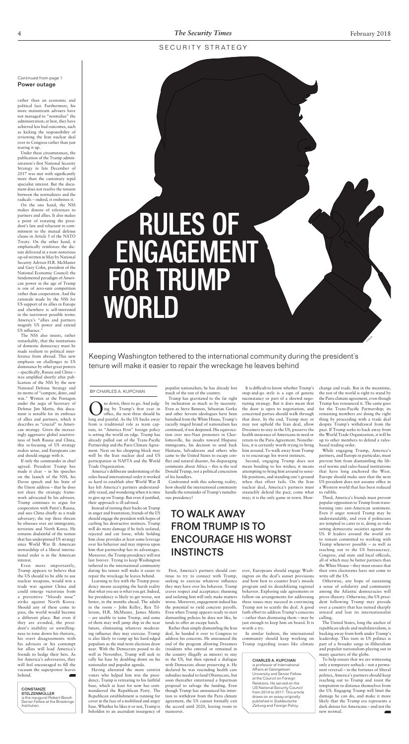Continued from page 1

**Power outage**

rather than an economic and political fact. Furthermore, his more mainstream advisers have not managed to "normalize" the administration; at best, they have achieved less bad outcomes, such as kicking the responsibility of reviewing the Iran nuclear deal over to Congress rather than just tearing it up.

Under these circumstances, the publication of the Trump administration's first National Security Strategy in late December of 2017 was met with significantly more than the customary tepid specialist interest. But the document does not resolve the tension between the normalizers and the radicals – indeed, it enshrines it.

On the one hand, the NSS makes dozens of references to partners and allies. It also makes a point of restating the president's late and reluctant re-commitment to the mutual defense clause in Article 5 of the NATO Treaty. On the other hand, it emphatically reinforces the dictate delivered in a now-notorious op-ed written in May by National Security Advisor H.R. McMaster and Gary Cohn, president of the National Economic Council: the fundamental paradigm of American power in the age of Trump is one of zero-sum competition rather than cooperation. And the rationale made by the NSS for US support of its allies in Europe and elsewhere is self-interested in the narrowest possible terms: America's "allies and partners magnify US power and extend US influence."

The NSS also insists, rather remarkably, that the institutions of domestic democracy must be made resilient to political interference from abroad. This new emphasis on challenges to US dominance by other great powers – specifically, Russia and China – was amplified shortly after publication of the NSS by the new National Defense Strategy and its motto of "compete, deter, and win." Written at the Pentagon under the aegis of Secretary of Defense Jim Mattis, this document is notable for its embrace of allies and partners, which it describes as "crucial" to American strategy. Given the increasingly aggressive global assertiveness of both Russia and China, this re-focusing of US strategy makes sense, and Europeans can and should engage with it.

If only the commander in chief agreed. President Trump has made it clear – in his speeches on the launch of the NSS, his Davos speech and his State of the Union address – that he does not share the strategic framework advocated by his advisors. Trump continues to argue for cooperation with Putin's Russia, and sees China chiefly as a trade adversary; the top three threats he obsesses over are immigrants, terrorists and North Korea. He remains disdainful of the notion that has underpinned US strategy since World War II: American stewardship of a liberal international order is in the American interest.

Even more importantly, Trump appears to believe that the US should to be able to use nuclear weapons, would win a trade war against China and could emerge victorious from a preventive "bloody nose" strike against North Korea. Should any of these come to pass, the world would become a different place. But even if they are avoided, the president's inability or unwillingness to tone down his rhetoric, his overt disagreements with his advisors or his contempt for allies will lead America's friends to hedge their bets. As for America's adversaries, they will feel encouraged to fill the vacuum the superpower leaves behind.

**CONSTANZE STELZENMÜLLER**
is the inaugural Robert Bosch Senior Fellow at the Brookings Institution.

# RULES OF ENGAGEMENT FOR TRUMP WORLD

Keeping Washington tethered to the international community during the president's tenure will make it easier to repair the wreckage he leaves behind

BY CHARLES A. KUPCHAN

One down, three to go. And judging by Trump's first year in office, the next three should be long and painful. As the US backs away from its traditional role as team captain, its "America First" foreign policy is setting the world on edge. Trump has already pulled out of the Trans-Pacific Partnership and the Paris Climate Agreement. Next on his chopping block may well be the Iran nuclear deal and US participation in NAFTA and the World Trade Organization.

America's deliberate undermining of the rules-based international order it worked so hard to establish after World War II has left America's partners understandably vexed, and wondering when it is time to give up on Trump. But even if justified, their approach is ill-advised.

Instead of turning their backs on Trump in anger and frustration, friends of the US should engage the president with hopes of curbing his destructive instincts. Trump will do more damage if he feels isolated, rejected and cut loose, while holding him close provides at least some leverage over his behavior and may impress upon him that partnership has its advantages. Moreover, the Trump presidency will not last forever. Trying to keep Washington tethered to the international community during his tenure will make it easier to repair the wreckage he leaves behind.

Learning to live with the Trump presidency means accepting the harsh reality that what you see is what you get. Indeed, his presidency is likely to get worse, not better, in the months ahead. The adults in the room – John Kelley, Rex Tillerson, H.R. McMaster, James Mattis – are unable to tame Trump, and some of them may well jump ship in the near future, eliminating whatever moderating influence they may exercise. Trump is also likely to ramp up his hard-edged populism as the mid-term elections draw near. With the Democrats poised to do well in November, Trump will seek to rally his base by doubling down on his nationalist and populist agenda.

Having alienated the more centrist voters who helped him win the presidency, Trump is retreating to his faithful base, which at least for now has commandeered the Republican Party. The Republican establishment is running for cover in the face of a mobilized and angry base. Whether he likes it or not, Trump is beholden to an ascendant insurgency of populist nationalists; he has already lost much of the rest of the country.

Trump has gravitated to the far right by inclination as much as by necessity. Even as Steve Bannon, Sebastian Gorka and other fervent ideologues have been banished from the White House, Trump's racially tinged brand of nationalism has continued, if not deepened. His equivocation over neo-Nazi protesters in Charlottesville, his insults toward Hispanic immigrants, his decision to send back Haitians, Salvadorans and others who came to the United States to escape conflict and natural disaster, his disparaging comments about Africa – this is the real Donald Trump, not a political concoction of his handlers.

Confronted with this sobering reality, how should the international community handle the remainder of Trump's tumultuous presidency?

## TO WALK AWAY FROM TRUMP IS TO ENCOURAGE HIS WORST INSTINCTS

First, America's partners should continue to try to connect with Trump, seeking to exercise whatever influence they may have over his behavior. Trump craves respect and acceptance; shunning and isolating him will only make matters worse. Moreover, engagement indeed has the potential to yield concrete payoffs. Even when Trump appears ready to start dismantling policies he does not like, he tends to offer an escape hatch.

Rather than simply dismantling the Iran deal, he handed it over to Congress to address his concerns. He announced the end of the program allowing Dreamers (residents who entered or remained in the country illegally as minors) to stay in the US, but then opened a dialogue with Democrats about preserving it. He declared he was rescinding health care subsidies needed to fund Obamacare, but soon thereafter entertained a bipartisan proposal to salvage the funding. Even though Trump has announced his intention to withdraw from the Paris climate agreement, the US cannot formally exit the accord until 2020, leaving room to maneuver.

It is difficult to know whether Trump's stop-and-go style is a sign of genetic inconstancy or part of a shrewd negotiating strategy. But it does mean that the door is open to negotiation, and concerned parties should walk through that door. In the end, Trump may or may not uphold the Iran deal, allow Dreamers to stay in the US, preserve the health insurance of Americans in need or return to the Paris Agreement. Nonetheless, it is certainly worth trying to bring him around. To walk away from Trump is to encourage his worst instincts.

Second, engaging Trump does not mean bending to his wishes; it means attempting to bring him around to sensible positions, and standing one's ground when that effort fails. On the Iran nuclear deal, America's partners must staunchly defend the pact, come what may; it is the only game in town. However, Europeans should engage Washington on the deal's sunset provisions and how best to counter Iran's missile program and its destabilizing regional behavior. Exploring side agreements or follow-on arrangements for addressing these issues may succeed in convincing Trump not to scuttle the deal. A good faith effort to address Trump's concerns – rather than dismissing them – may be just enough to keep him on board. It is worth a try.

In similar fashion, the international community should keep working on Trump regarding issues like climate change and trade. But in the meantime, the rest of the world is right to stand by the Paris climate agreement, even though Trump has renounced it. The same goes for the Trans-Pacific Partnership; its remaining members are doing the right thing by proceeding with a trade deal despite Trump's withdrawal from the pact. If Trump seeks to back away from the World Trade Organization, it will be up to other members to defend a rules-based trading order.

While engaging Trump, America's partners, and Europe in particular, must prevent him from dismantling the liberal norms and rules-based institutions that have long anchored the West. Europe should make sure that the next US president does not assume office in a Western world that has been reduced to rubble.

Third, America's friends must prevent popular opposition to Trump from transforming into anti-American sentiment. Even if anger toward Trump may be understandable, and even if politicians are tempted to cater to it, doing so risks setting democratic societies against the US. If leaders around the world are to remain committed to working with Trump whenever possible – as well as reaching out to the US bureaucracy, Congress, and state and local officials, all of which may be better partners than the White House – they must ensure that their own electorates have not come to write off the US.

Otherwise, any hope of sustaining a sense of solidarity and community among the Atlantic democracies will prove illusory. Otherwise, the US president following Trump may preside over a country that has turned sharply inward and lost its internationalist calling.

The United States, long the anchor of republican ideals and multilateralism, is backing away from both under Trump's leadership. This turn in US politics is part of a broader surge in illiberalism and populist nationalism playing out in many quarters of the globe.

To help ensure that we are witnessing only a temporary setback – not a permanent reversal – in the fortunes of liberal politics, America's partners should keep reaching out to Trump and resist the temptation to distance themselves from the US. Engaging Trump will limit the damage he can do, and make it more likely that the Trump era represents a dark detour for Americans – and not the new normal.

**CHARLES A. KUPCHAN**
is professor of International Affairs at Georgetown University and Senior Fellow at the Council on Foreign Relations. He served on the US National Security Council from 2014 to 2017. This article draws on an essay originally published in *Süddeutsche Zeitung* and Foreign Policy.